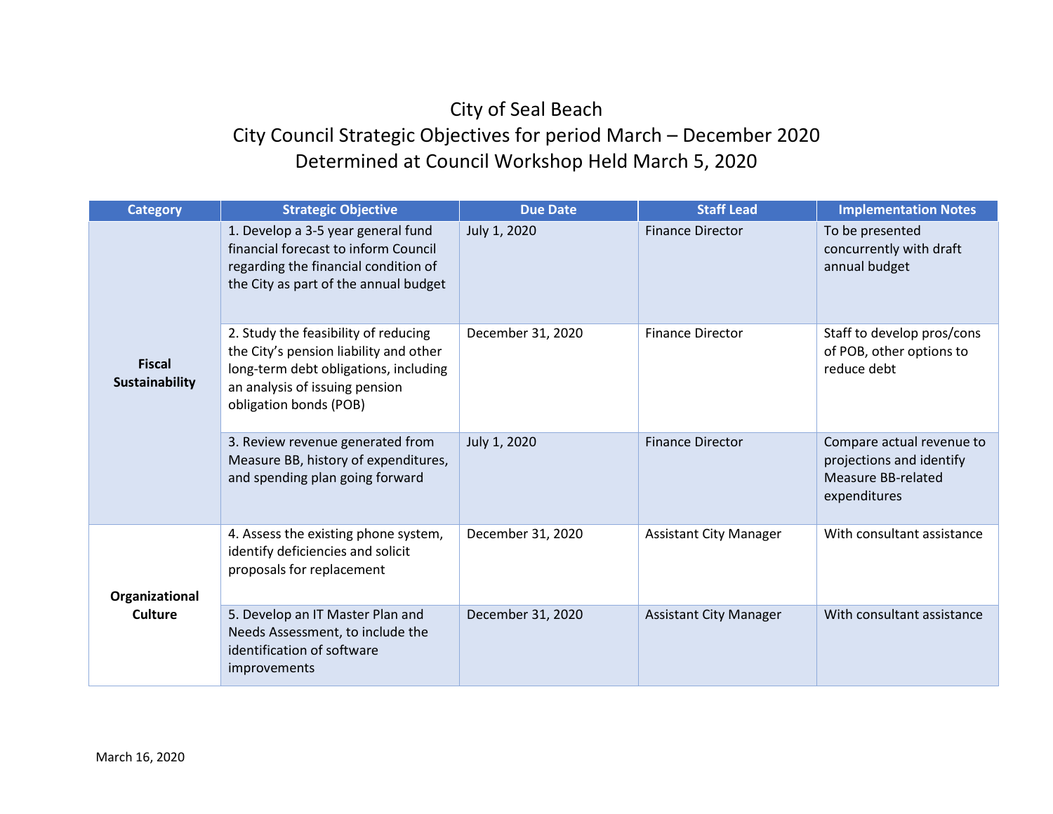# City of Seal Beach
## City Council Strategic Objectives for period March – December 2020
## Determined at Council Workshop Held March 5, 2020

| Category | Strategic Objective | Due Date | Staff Lead | Implementation Notes |
|---|---|---|---|---|
| **Fiscal Sustainability** | 1. Develop a 3-5 year general fund financial forecast to inform Council regarding the financial condition of the City as part of the annual budget | July 1, 2020 | Finance Director | To be presented concurrently with draft annual budget |
| | 2. Study the feasibility of reducing the City's pension liability and other long-term debt obligations, including an analysis of issuing pension obligation bonds (POB) | December 31, 2020 | Finance Director | Staff to develop pros/cons of POB, other options to reduce debt |
| | 3. Review revenue generated from Measure BB, history of expenditures, and spending plan going forward | July 1, 2020 | Finance Director | Compare actual revenue to projections and identify Measure BB-related expenditures |
| **Organizational Culture** | 4. Assess the existing phone system, identify deficiencies and solicit proposals for replacement | December 31, 2020 | Assistant City Manager | With consultant assistance |
| | 5. Develop an IT Master Plan and Needs Assessment, to include the identification of software improvements | December 31, 2020 | Assistant City Manager | With consultant assistance |

March 16, 2020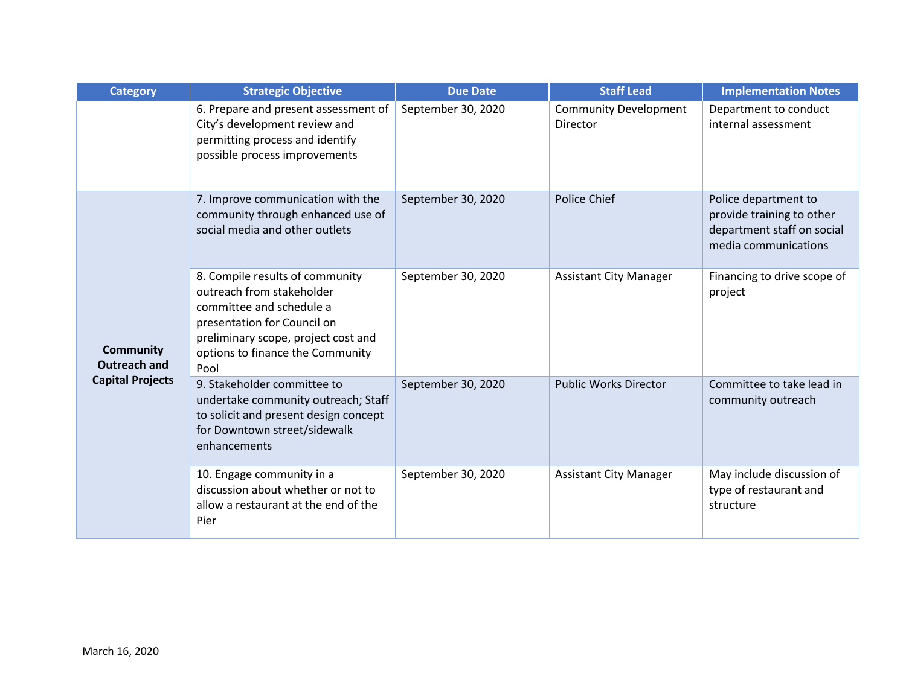| Category | Strategic Objective | Due Date | Staff Lead | Implementation Notes |
|---|---|---|---|---|
| | 6. Prepare and present assessment of City's development review and permitting process and identify possible process improvements | September 30, 2020 | Community Development Director | Department to conduct internal assessment |
| **Community Outreach and Capital Projects** | 7. Improve communication with the community through enhanced use of social media and other outlets | September 30, 2020 | Police Chief | Police department to provide training to other department staff on social media communications |
| | 8. Compile results of community outreach from stakeholder committee and schedule a presentation for Council on preliminary scope, project cost and options to finance the Community Pool | September 30, 2020 | Assistant City Manager | Financing to drive scope of project |
| | 9. Stakeholder committee to undertake community outreach; Staff to solicit and present design concept for Downtown street/sidewalk enhancements | September 30, 2020 | Public Works Director | Committee to take lead in community outreach |
| | 10. Engage community in a discussion about whether or not to allow a restaurant at the end of the Pier | September 30, 2020 | Assistant City Manager | May include discussion of type of restaurant and structure |

March 16, 2020